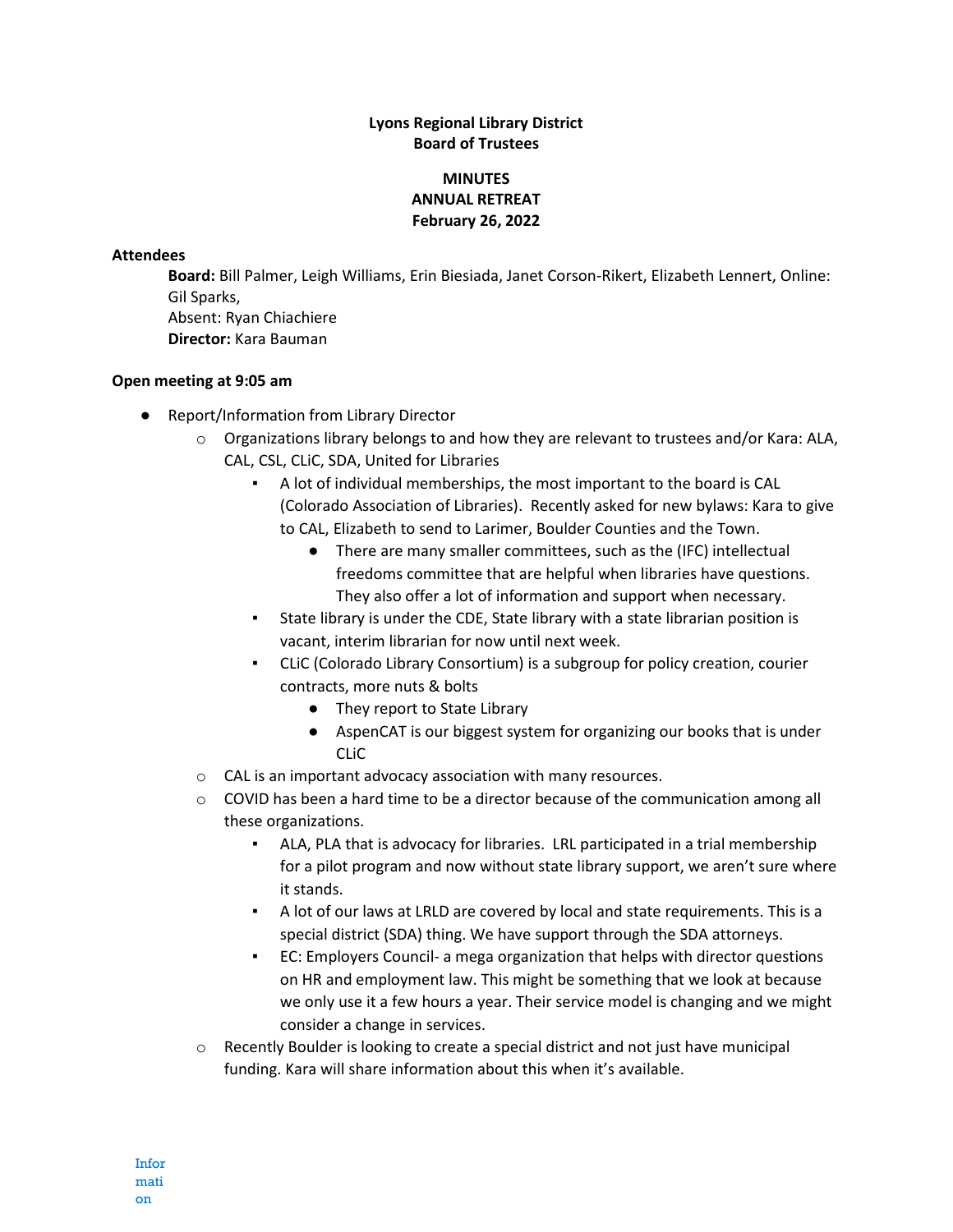**Lyons Regional Library District**
**Board of Trustees**

**MINUTES**
**ANNUAL RETREAT**
**February 26, 2022**

**Attendees**

**Board:** Bill Palmer, Leigh Williams, Erin Biesiada, Janet Corson-Rikert, Elizabeth Lennert, Online: Gil Sparks,
Absent: Ryan Chiachiere
**Director:** Kara Bauman

**Open meeting at 9:05 am**

- Report/Information from Library Director
  - Organizations library belongs to and how they are relevant to trustees and/or Kara: ALA, CAL, CSL, CLiC, SDA, United for Libraries
    - A lot of individual memberships, the most important to the board is CAL (Colorado Association of Libraries). Recently asked for new bylaws: Kara to give to CAL, Elizabeth to send to Larimer, Boulder Counties and the Town.
      - There are many smaller committees, such as the (IFC) intellectual freedoms committee that are helpful when libraries have questions. They also offer a lot of information and support when necessary.
    - State library is under the CDE, State library with a state librarian position is vacant, interim librarian for now until next week.
    - CLiC (Colorado Library Consortium) is a subgroup for policy creation, courier contracts, more nuts & bolts
      - They report to State Library
      - AspenCAT is our biggest system for organizing our books that is under CLiC
  - CAL is an important advocacy association with many resources.
  - COVID has been a hard time to be a director because of the communication among all these organizations.
    - ALA, PLA that is advocacy for libraries. LRL participated in a trial membership for a pilot program and now without state library support, we aren't sure where it stands.
    - A lot of our laws at LRLD are covered by local and state requirements. This is a special district (SDA) thing. We have support through the SDA attorneys.
    - EC: Employers Council- a mega organization that helps with director questions on HR and employment law. This might be something that we look at because we only use it a few hours a year. Their service model is changing and we might consider a change in services.
  - Recently Boulder is looking to create a special district and not just have municipal funding. Kara will share information about this when it's available.

Information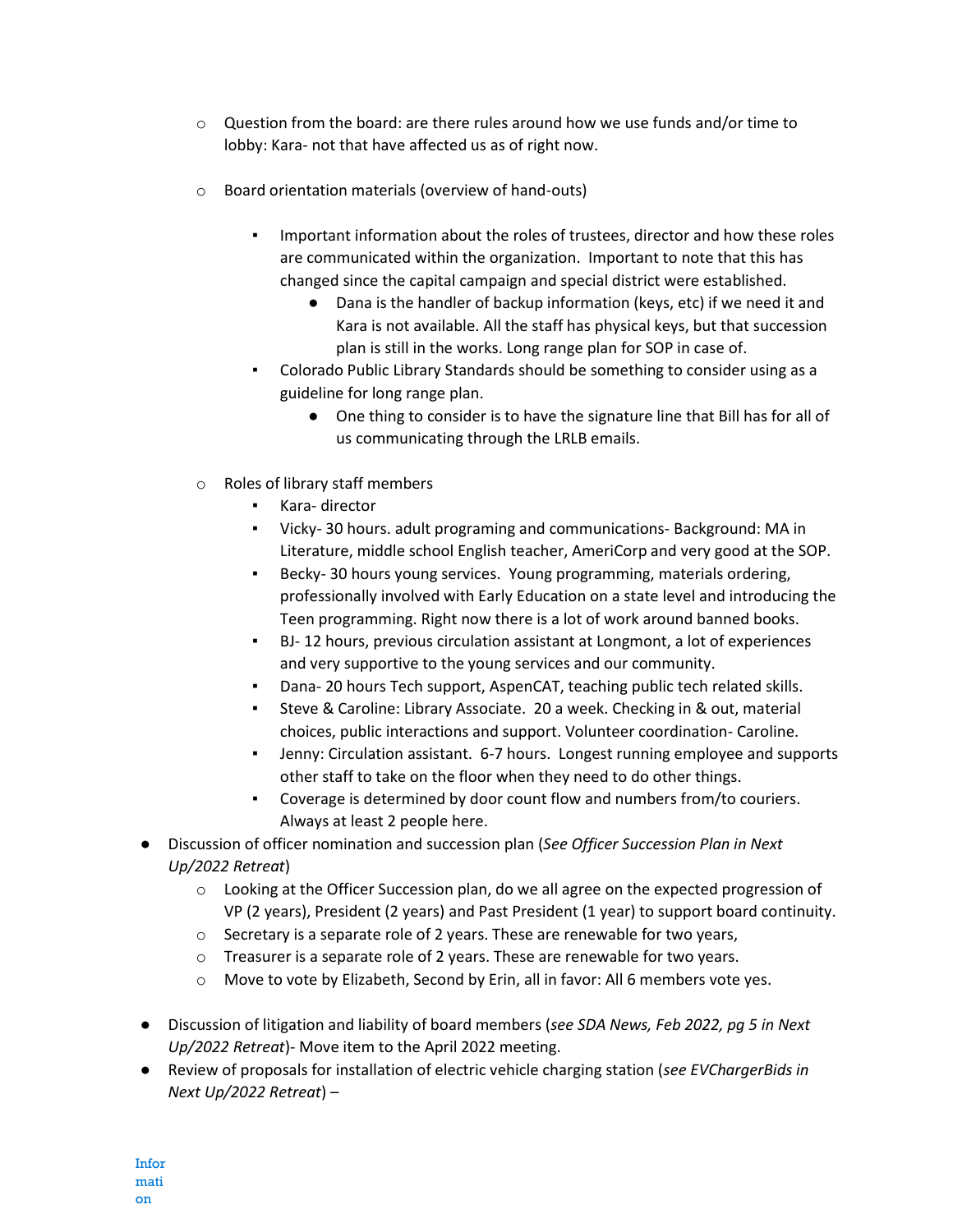- Question from the board: are there rules around how we use funds and/or time to lobby: Kara- not that have affected us as of right now.
  - Board orientation materials (overview of hand-outs)
    - Important information about the roles of trustees, director and how these roles are communicated within the organization. Important to note that this has changed since the capital campaign and special district were established.
      - Dana is the handler of backup information (keys, etc) if we need it and Kara is not available. All the staff has physical keys, but that succession plan is still in the works. Long range plan for SOP in case of.
    - Colorado Public Library Standards should be something to consider using as a guideline for long range plan.
      - One thing to consider is to have the signature line that Bill has for all of us communicating through the LRLB emails.
  - Roles of library staff members
    - Kara- director
    - Vicky- 30 hours. adult programing and communications- Background: MA in Literature, middle school English teacher, AmeriCorp and very good at the SOP.
    - Becky- 30 hours young services. Young programming, materials ordering, professionally involved with Early Education on a state level and introducing the Teen programming. Right now there is a lot of work around banned books.
    - BJ- 12 hours, previous circulation assistant at Longmont, a lot of experiences and very supportive to the young services and our community.
    - Dana- 20 hours Tech support, AspenCAT, teaching public tech related skills.
    - Steve & Caroline: Library Associate. 20 a week. Checking in & out, material choices, public interactions and support. Volunteer coordination- Caroline.
    - Jenny: Circulation assistant. 6-7 hours. Longest running employee and supports other staff to take on the floor when they need to do other things.
    - Coverage is determined by door count flow and numbers from/to couriers. Always at least 2 people here.
- Discussion of officer nomination and succession plan (*See Officer Succession Plan in Next Up/2022 Retreat*)
  - Looking at the Officer Succession plan, do we all agree on the expected progression of VP (2 years), President (2 years) and Past President (1 year) to support board continuity.
  - Secretary is a separate role of 2 years. These are renewable for two years,
  - Treasurer is a separate role of 2 years. These are renewable for two years.
  - Move to vote by Elizabeth, Second by Erin, all in favor: All 6 members vote yes.
- Discussion of litigation and liability of board members (*see SDA News, Feb 2022, pg 5 in Next Up/2022 Retreat*)- Move item to the April 2022 meeting.
- Review of proposals for installation of electric vehicle charging station (*see EVChargerBids in Next Up/2022 Retreat*) –

Information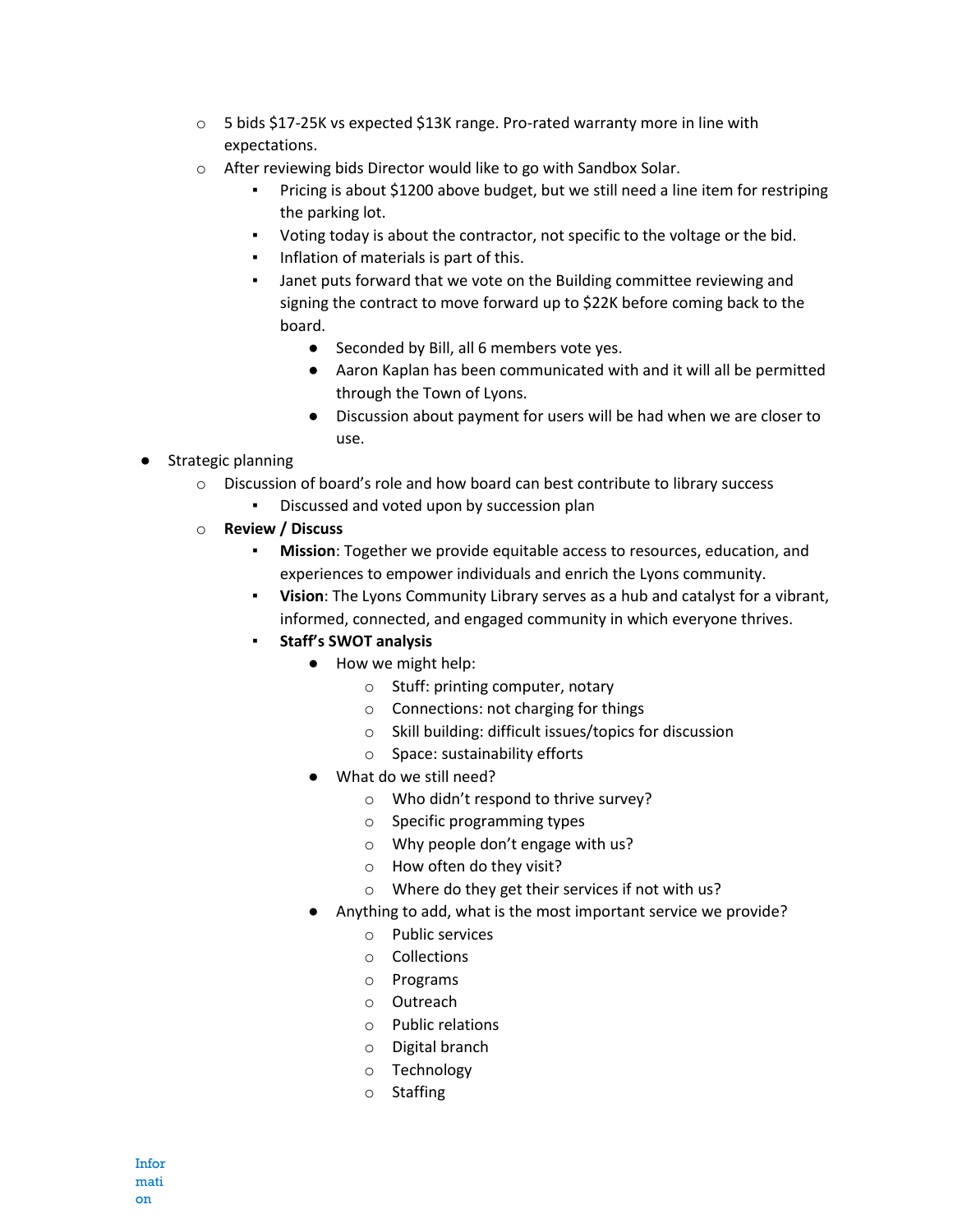- 5 bids $17-25K vs expected $13K range. Pro-rated warranty more in line with expectations.
    - After reviewing bids Director would like to go with Sandbox Solar.
        - Pricing is about $1200 above budget, but we still need a line item for restriping the parking lot.
        - Voting today is about the contractor, not specific to the voltage or the bid.
        - Inflation of materials is part of this.
        - Janet puts forward that we vote on the Building committee reviewing and signing the contract to move forward up to $22K before coming back to the board.
            - Seconded by Bill, all 6 members vote yes.
            - Aaron Kaplan has been communicated with and it will all be permitted through the Town of Lyons.
            - Discussion about payment for users will be had when we are closer to use.
- Strategic planning
    - Discussion of board's role and how board can best contribute to library success
        - Discussed and voted upon by succession plan
    - **Review / Discuss**
        - **Mission**: Together we provide equitable access to resources, education, and experiences to empower individuals and enrich the Lyons community.
        - **Vision**: The Lyons Community Library serves as a hub and catalyst for a vibrant, informed, connected, and engaged community in which everyone thrives.
        - **Staff's SWOT analysis**
            - How we might help:
                - Stuff: printing computer, notary
                - Connections: not charging for things
                - Skill building: difficult issues/topics for discussion
                - Space: sustainability efforts
            - What do we still need?
                - Who didn't respond to thrive survey?
                - Specific programming types
                - Why people don't engage with us?
                - How often do they visit?
                - Where do they get their services if not with us?
            - Anything to add, what is the most important service we provide?
                - Public services
                - Collections
                - Programs
                - Outreach
                - Public relations
                - Digital branch
                - Technology
                - Staffing

Information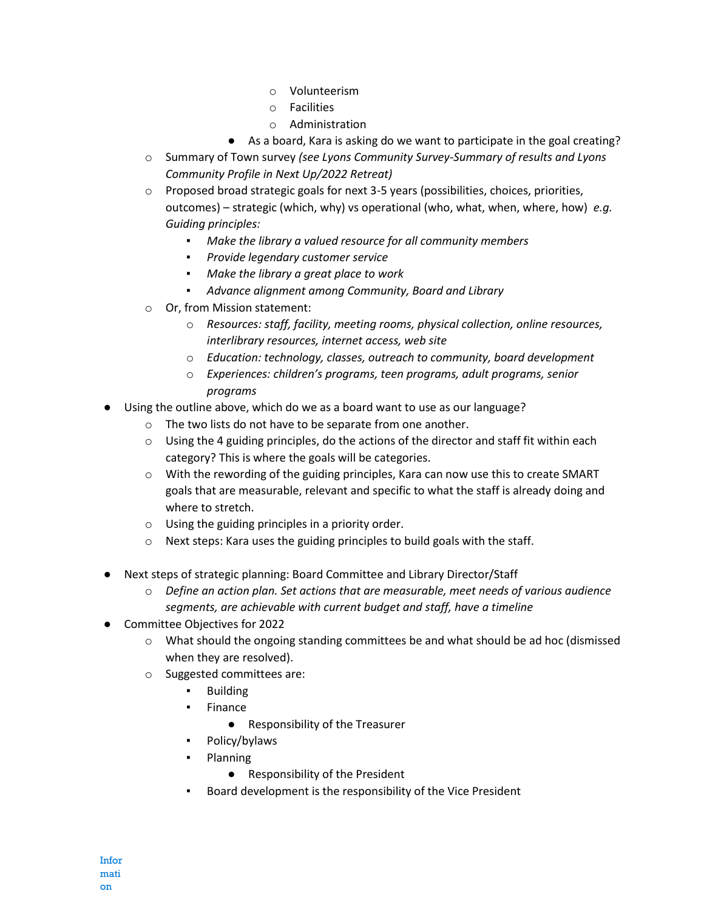- Volunteerism
        - Facilities
        - Administration
      - As a board, Kara is asking do we want to participate in the goal creating?
  - Summary of Town survey *(see Lyons Community Survey-Summary of results and Lyons Community Profile in Next Up/2022 Retreat)*
  - Proposed broad strategic goals for next 3-5 years (possibilities, choices, priorities, outcomes) – strategic (which, why) vs operational (who, what, when, where, how) *e.g. Guiding principles:*
    - *Make the library a valued resource for all community members*
    - *Provide legendary customer service*
    - *Make the library a great place to work*
    - *Advance alignment among Community, Board and Library*
  - Or, from Mission statement:
    - *Resources: staff, facility, meeting rooms, physical collection, online resources, interlibrary resources, internet access, web site*
    - *Education: technology, classes, outreach to community, board development*
    - *Experiences: children's programs, teen programs, adult programs, senior programs*
- Using the outline above, which do we as a board want to use as our language?
  - The two lists do not have to be separate from one another.
  - Using the 4 guiding principles, do the actions of the director and staff fit within each category? This is where the goals will be categories.
  - With the rewording of the guiding principles, Kara can now use this to create SMART goals that are measurable, relevant and specific to what the staff is already doing and where to stretch.
  - Using the guiding principles in a priority order.
  - Next steps: Kara uses the guiding principles to build goals with the staff.

- Next steps of strategic planning: Board Committee and Library Director/Staff
  - *Define an action plan. Set actions that are measurable, meet needs of various audience segments, are achievable with current budget and staff, have a timeline*
- Committee Objectives for 2022
  - What should the ongoing standing committees be and what should be ad hoc (dismissed when they are resolved).
  - Suggested committees are:
    - Building
    - Finance
      - Responsibility of the Treasurer
    - Policy/bylaws
    - Planning
      - Responsibility of the President
    - Board development is the responsibility of the Vice President

Information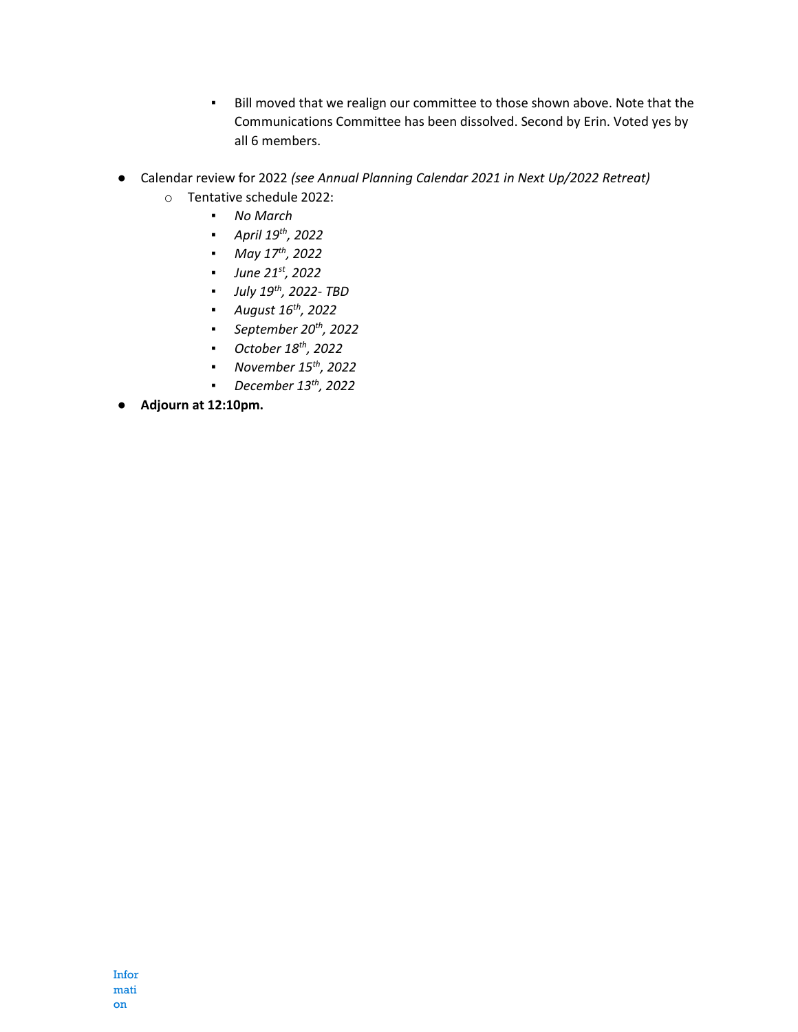- Bill moved that we realign our committee to those shown above. Note that the Communications Committee has been dissolved. Second by Erin. Voted yes by all 6 members.

- Calendar review for 2022 *(see Annual Planning Calendar 2021 in Next Up/2022 Retreat)*
    - Tentative schedule 2022:
        - *No March*
        - *April 19th, 2022*
        - *May 17th, 2022*
        - *June 21st, 2022*
        - *July 19th, 2022- TBD*
        - *August 16th, 2022*
        - *September 20th, 2022*
        - *October 18th, 2022*
        - *November 15th, 2022*
        - *December 13th, 2022*
- **Adjourn at 12:10pm.**

Information